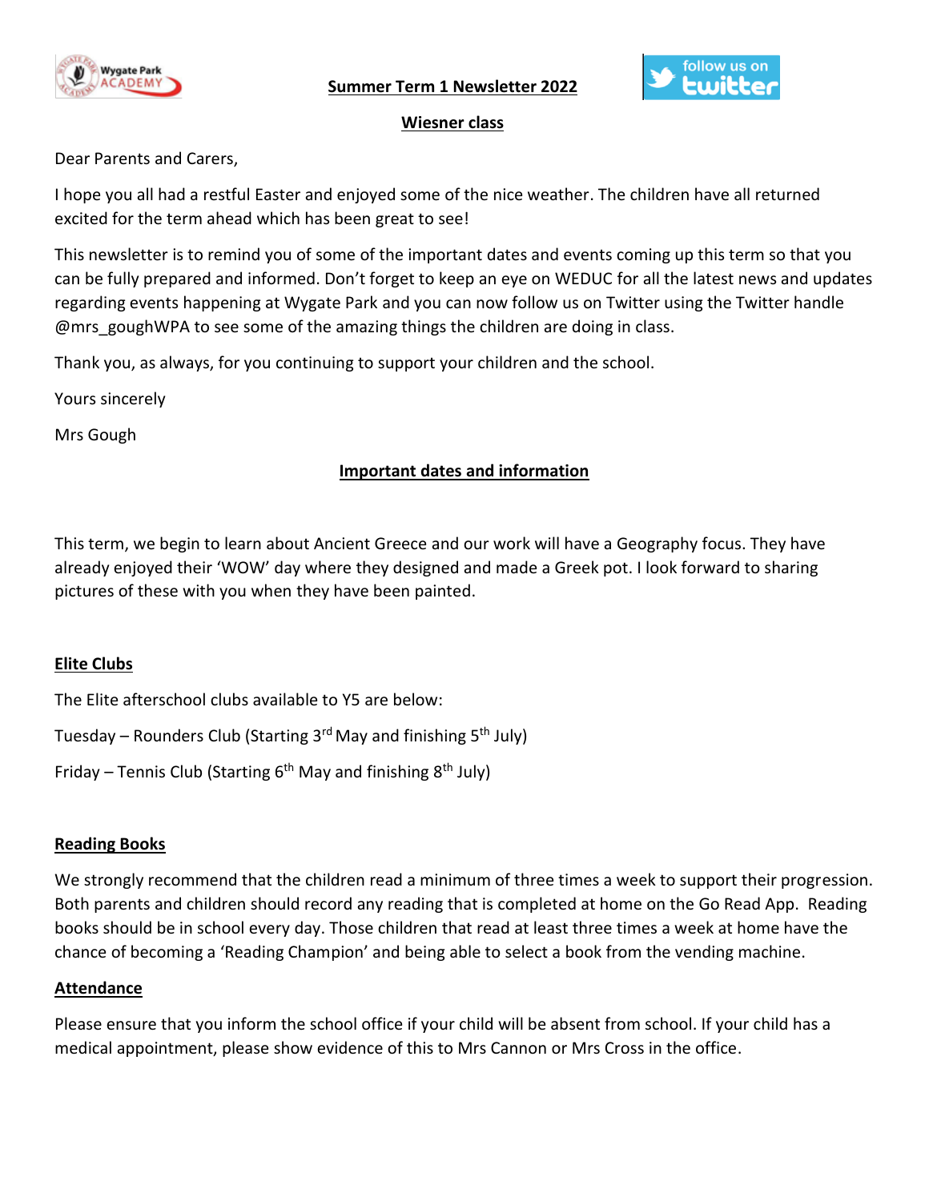# Summer Term 1 Newsletter 2022

## Wiesner class

Dear Parents and Carers,

I hope you all had a restful Easter and enjoyed some of the nice weather. The children have all returned excited for the term ahead which has been great to see!

This newsletter is to remind you of some of the important dates and events coming up this term so that you can be fully prepared and informed. Don't forget to keep an eye on WEDUC for all the latest news and updates regarding events happening at Wygate Park and you can now follow us on Twitter using the Twitter handle @mrs_goughWPA to see some of the amazing things the children are doing in class.

Thank you, as always, for you continuing to support your children and the school.

Yours sincerely

Mrs Gough

## Important dates and information

This term, we begin to learn about Ancient Greece and our work will have a Geography focus. They have already enjoyed their 'WOW' day where they designed and made a Greek pot. I look forward to sharing pictures of these with you when they have been painted.

### Elite Clubs

The Elite afterschool clubs available to Y5 are below:

Tuesday – Rounders Club (Starting 3rd May and finishing 5th July)

Friday – Tennis Club (Starting 6th May and finishing 8th July)

### Reading Books

We strongly recommend that the children read a minimum of three times a week to support their progression. Both parents and children should record any reading that is completed at home on the Go Read App. Reading books should be in school every day. Those children that read at least three times a week at home have the chance of becoming a 'Reading Champion' and being able to select a book from the vending machine.

### Attendance

Please ensure that you inform the school office if your child will be absent from school. If your child has a medical appointment, please show evidence of this to Mrs Cannon or Mrs Cross in the office.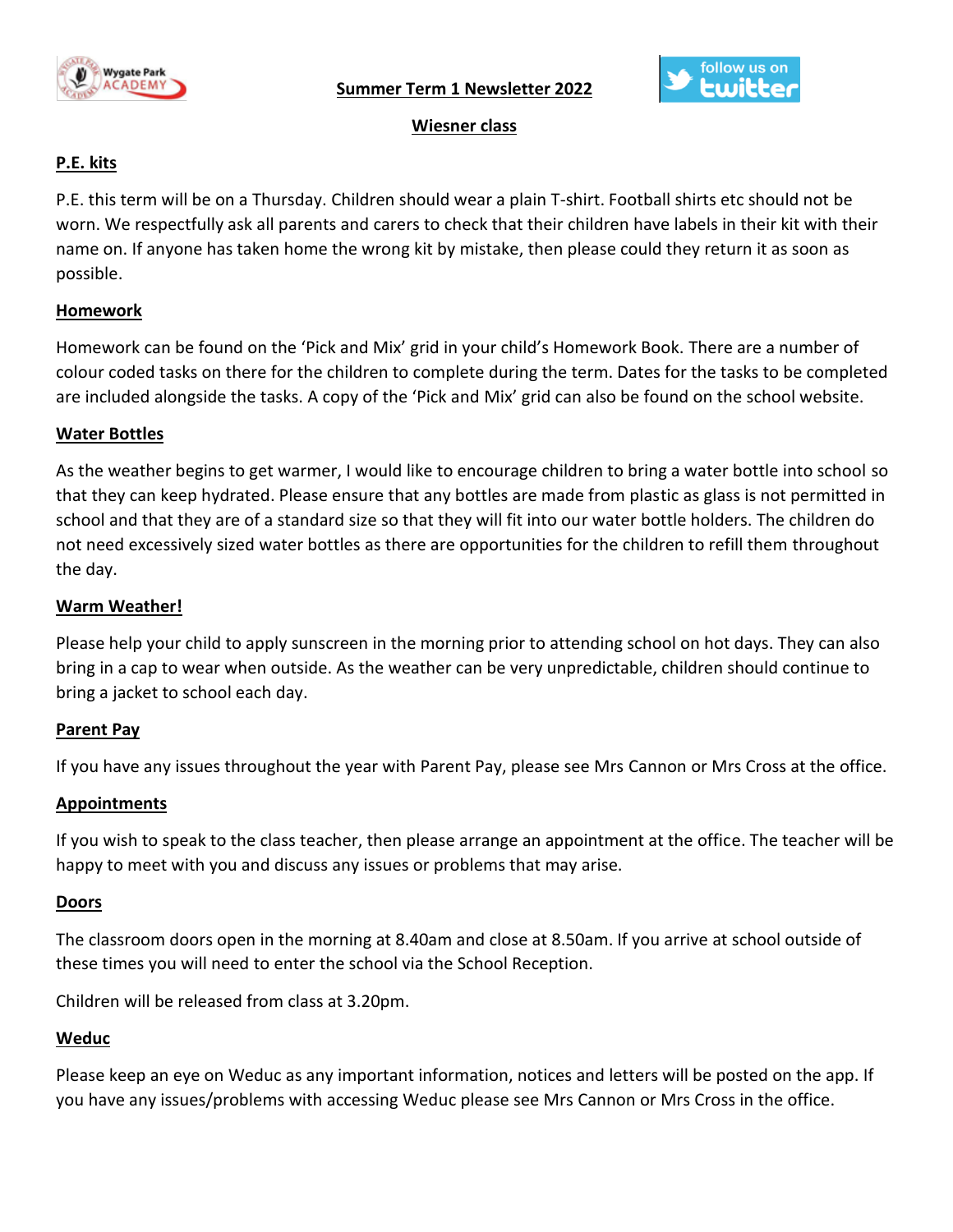**Summer Term 1 Newsletter 2022**

**Wiesner class**

## P.E. kits

P.E. this term will be on a Thursday. Children should wear a plain T-shirt. Football shirts etc should not be worn. We respectfully ask all parents and carers to check that their children have labels in their kit with their name on. If anyone has taken home the wrong kit by mistake, then please could they return it as soon as possible.

## Homework

Homework can be found on the 'Pick and Mix' grid in your child's Homework Book. There are a number of colour coded tasks on there for the children to complete during the term. Dates for the tasks to be completed are included alongside the tasks. A copy of the 'Pick and Mix' grid can also be found on the school website.

## Water Bottles

As the weather begins to get warmer, I would like to encourage children to bring a water bottle into school so that they can keep hydrated. Please ensure that any bottles are made from plastic as glass is not permitted in school and that they are of a standard size so that they will fit into our water bottle holders. The children do not need excessively sized water bottles as there are opportunities for the children to refill them throughout the day.

## Warm Weather!

Please help your child to apply sunscreen in the morning prior to attending school on hot days. They can also bring in a cap to wear when outside. As the weather can be very unpredictable, children should continue to bring a jacket to school each day.

## Parent Pay

If you have any issues throughout the year with Parent Pay, please see Mrs Cannon or Mrs Cross at the office.

## Appointments

If you wish to speak to the class teacher, then please arrange an appointment at the office. The teacher will be happy to meet with you and discuss any issues or problems that may arise.

## Doors

The classroom doors open in the morning at 8.40am and close at 8.50am. If you arrive at school outside of these times you will need to enter the school via the School Reception.

Children will be released from class at 3.20pm.

## Weduc

Please keep an eye on Weduc as any important information, notices and letters will be posted on the app. If you have any issues/problems with accessing Weduc please see Mrs Cannon or Mrs Cross in the office.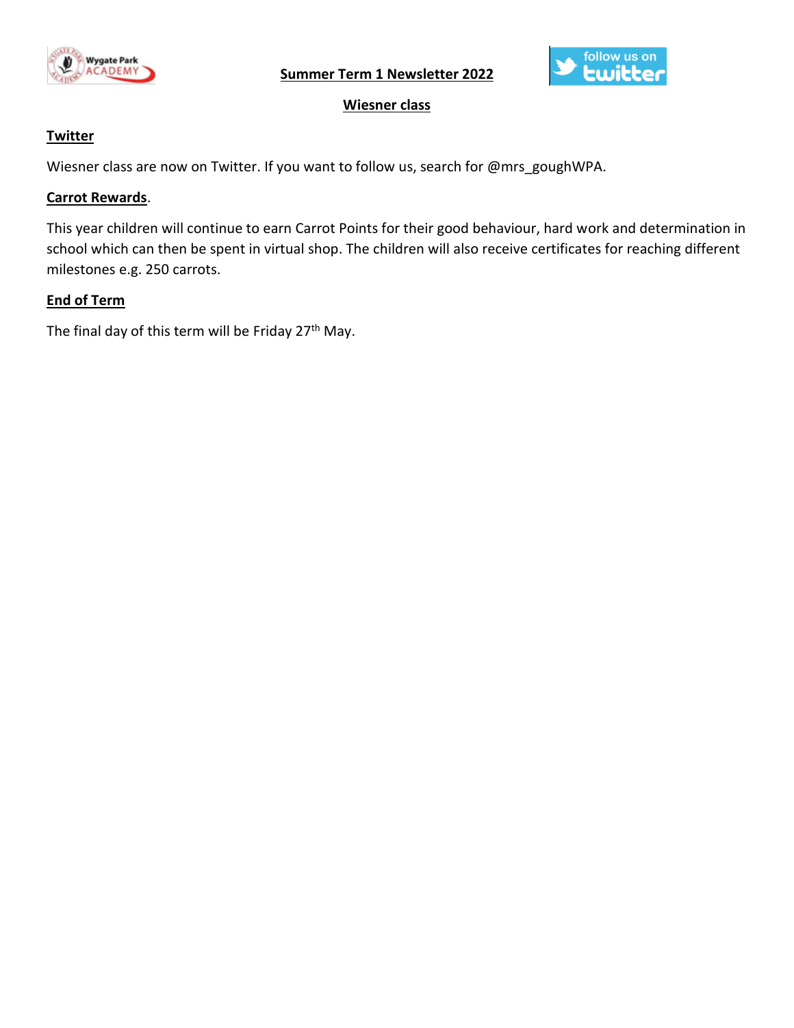**Summer Term 1 Newsletter 2022**

**Wiesner class**

## Twitter

Wiesner class are now on Twitter. If you want to follow us, search for @mrs_goughWPA.

## Carrot Rewards.

This year children will continue to earn Carrot Points for their good behaviour, hard work and determination in school which can then be spent in virtual shop. The children will also receive certificates for reaching different milestones e.g. 250 carrots.

## End of Term

The final day of this term will be Friday 27th May.